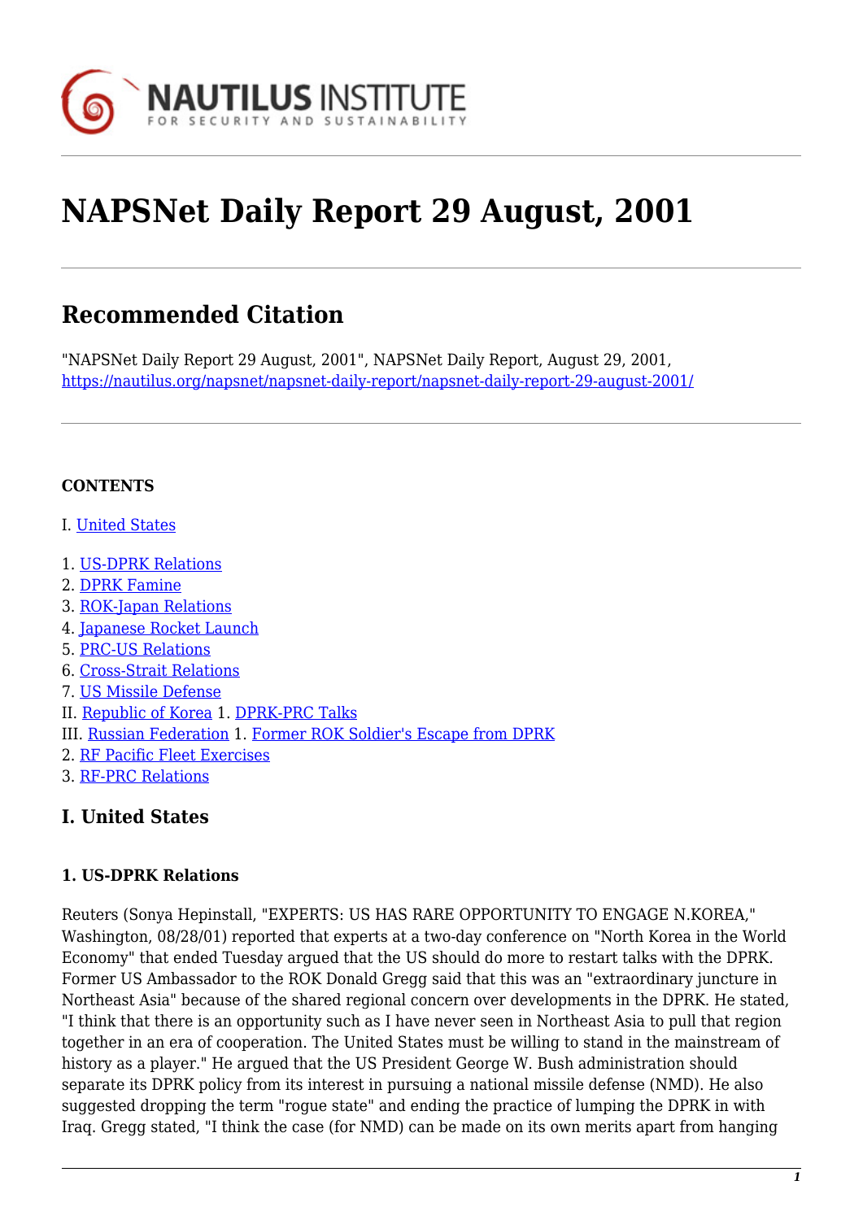# NAPSNet Daily Report 29 August, 2001

## Recommended Citation

"NAPSNet Daily Report 29 August, 2001", NAPSNet Daily Report, August 29, 2001, https://nautilus.org/napsnet/napsnet-daily-report/napsnet-daily-report-29-august-2001/

**CONTENTS**

I. United States

1. US-DPRK Relations
2. DPRK Famine
3. ROK-Japan Relations
4. Japanese Rocket Launch
5. PRC-US Relations
6. Cross-Strait Relations
7. US Missile Defense

II. Republic of Korea 1. DPRK-PRC Talks

III. Russian Federation 1. Former ROK Soldier's Escape from DPRK

2. RF Pacific Fleet Exercises
3. RF-PRC Relations

## I. United States

### 1. US-DPRK Relations

Reuters (Sonya Hepinstall, "EXPERTS: US HAS RARE OPPORTUNITY TO ENGAGE N.KOREA," Washington, 08/28/01) reported that experts at a two-day conference on "North Korea in the World Economy" that ended Tuesday argued that the US should do more to restart talks with the DPRK. Former US Ambassador to the ROK Donald Gregg said that this was an "extraordinary juncture in Northeast Asia" because of the shared regional concern over developments in the DPRK. He stated, "I think that there is an opportunity such as I have never seen in Northeast Asia to pull that region together in an era of cooperation. The United States must be willing to stand in the mainstream of history as a player." He argued that the US President George W. Bush administration should separate its DPRK policy from its interest in pursuing a national missile defense (NMD). He also suggested dropping the term "rogue state" and ending the practice of lumping the DPRK in with Iraq. Gregg stated, "I think the case (for NMD) can be made on its own merits apart from hanging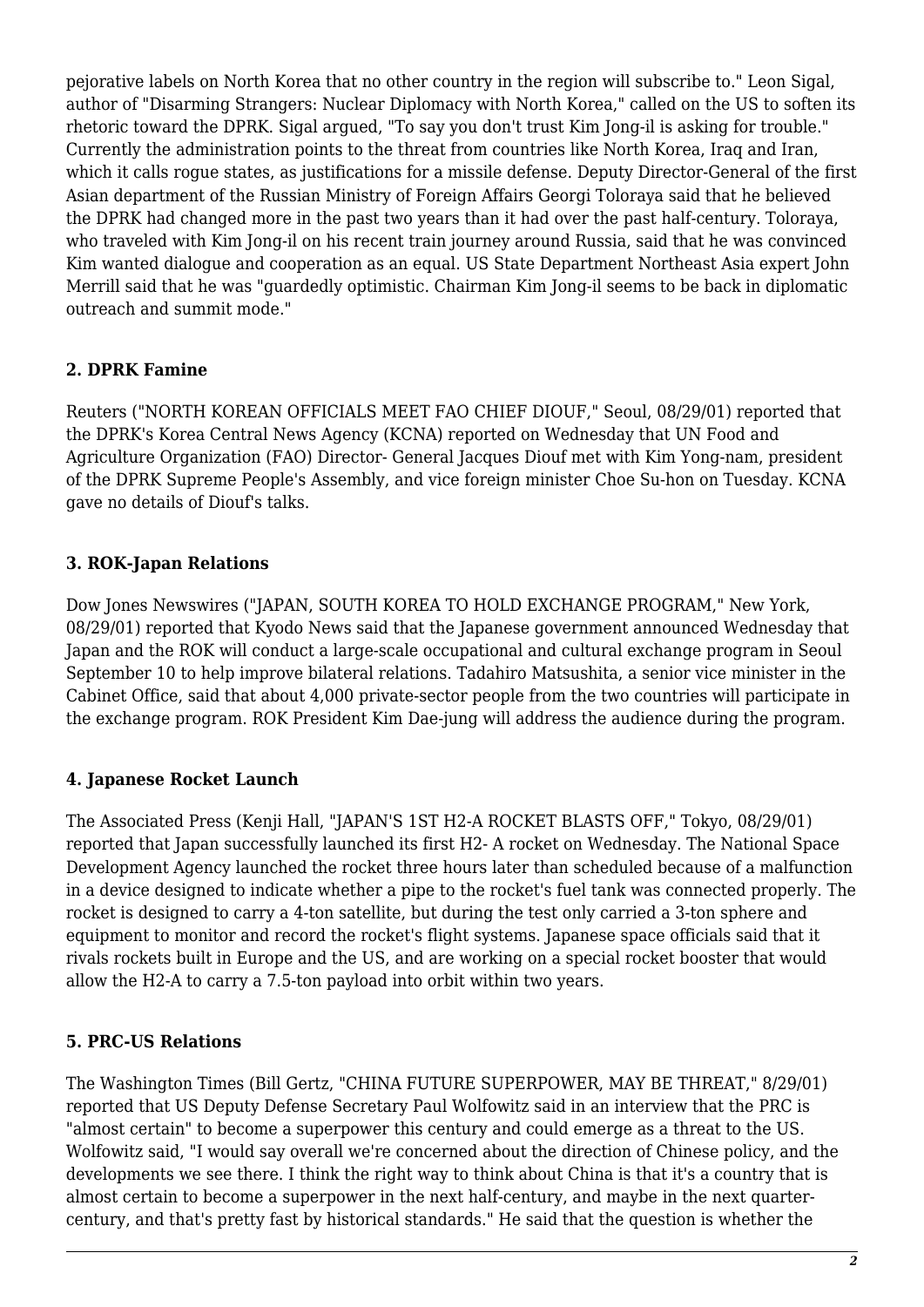pejorative labels on North Korea that no other country in the region will subscribe to." Leon Sigal, author of "Disarming Strangers: Nuclear Diplomacy with North Korea," called on the US to soften its rhetoric toward the DPRK. Sigal argued, "To say you don't trust Kim Jong-il is asking for trouble." Currently the administration points to the threat from countries like North Korea, Iraq and Iran, which it calls rogue states, as justifications for a missile defense. Deputy Director-General of the first Asian department of the Russian Ministry of Foreign Affairs Georgi Toloraya said that he believed the DPRK had changed more in the past two years than it had over the past half-century. Toloraya, who traveled with Kim Jong-il on his recent train journey around Russia, said that he was convinced Kim wanted dialogue and cooperation as an equal. US State Department Northeast Asia expert John Merrill said that he was "guardedly optimistic. Chairman Kim Jong-il seems to be back in diplomatic outreach and summit mode."

### 2. DPRK Famine

Reuters ("NORTH KOREAN OFFICIALS MEET FAO CHIEF DIOUF," Seoul, 08/29/01) reported that the DPRK's Korea Central News Agency (KCNA) reported on Wednesday that UN Food and Agriculture Organization (FAO) Director- General Jacques Diouf met with Kim Yong-nam, president of the DPRK Supreme People's Assembly, and vice foreign minister Choe Su-hon on Tuesday. KCNA gave no details of Diouf's talks.

### 3. ROK-Japan Relations

Dow Jones Newswires ("JAPAN, SOUTH KOREA TO HOLD EXCHANGE PROGRAM," New York, 08/29/01) reported that Kyodo News said that the Japanese government announced Wednesday that Japan and the ROK will conduct a large-scale occupational and cultural exchange program in Seoul September 10 to help improve bilateral relations. Tadahiro Matsushita, a senior vice minister in the Cabinet Office, said that about 4,000 private-sector people from the two countries will participate in the exchange program. ROK President Kim Dae-jung will address the audience during the program.

### 4. Japanese Rocket Launch

The Associated Press (Kenji Hall, "JAPAN'S 1ST H2-A ROCKET BLASTS OFF," Tokyo, 08/29/01) reported that Japan successfully launched its first H2- A rocket on Wednesday. The National Space Development Agency launched the rocket three hours later than scheduled because of a malfunction in a device designed to indicate whether a pipe to the rocket's fuel tank was connected properly. The rocket is designed to carry a 4-ton satellite, but during the test only carried a 3-ton sphere and equipment to monitor and record the rocket's flight systems. Japanese space officials said that it rivals rockets built in Europe and the US, and are working on a special rocket booster that would allow the H2-A to carry a 7.5-ton payload into orbit within two years.

### 5. PRC-US Relations

The Washington Times (Bill Gertz, "CHINA FUTURE SUPERPOWER, MAY BE THREAT," 8/29/01) reported that US Deputy Defense Secretary Paul Wolfowitz said in an interview that the PRC is "almost certain" to become a superpower this century and could emerge as a threat to the US. Wolfowitz said, "I would say overall we're concerned about the direction of Chinese policy, and the developments we see there. I think the right way to think about China is that it's a country that is almost certain to become a superpower in the next half-century, and maybe in the next quarter-century, and that's pretty fast by historical standards." He said that the question is whether the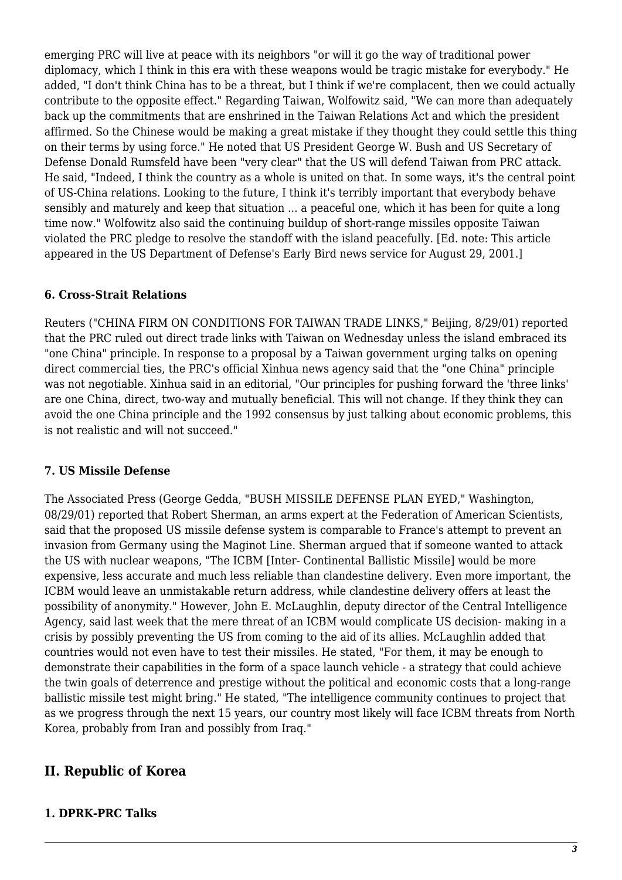emerging PRC will live at peace with its neighbors "or will it go the way of traditional power diplomacy, which I think in this era with these weapons would be tragic mistake for everybody." He added, "I don't think China has to be a threat, but I think if we're complacent, then we could actually contribute to the opposite effect." Regarding Taiwan, Wolfowitz said, "We can more than adequately back up the commitments that are enshrined in the Taiwan Relations Act and which the president affirmed. So the Chinese would be making a great mistake if they thought they could settle this thing on their terms by using force." He noted that US President George W. Bush and US Secretary of Defense Donald Rumsfeld have been "very clear" that the US will defend Taiwan from PRC attack. He said, "Indeed, I think the country as a whole is united on that. In some ways, it's the central point of US-China relations. Looking to the future, I think it's terribly important that everybody behave sensibly and maturely and keep that situation ... a peaceful one, which it has been for quite a long time now." Wolfowitz also said the continuing buildup of short-range missiles opposite Taiwan violated the PRC pledge to resolve the standoff with the island peacefully. [Ed. note: This article appeared in the US Department of Defense's Early Bird news service for August 29, 2001.]

#### 6. Cross-Strait Relations

Reuters ("CHINA FIRM ON CONDITIONS FOR TAIWAN TRADE LINKS," Beijing, 8/29/01) reported that the PRC ruled out direct trade links with Taiwan on Wednesday unless the island embraced its "one China" principle. In response to a proposal by a Taiwan government urging talks on opening direct commercial ties, the PRC's official Xinhua news agency said that the "one China" principle was not negotiable. Xinhua said in an editorial, "Our principles for pushing forward the 'three links' are one China, direct, two-way and mutually beneficial. This will not change. If they think they can avoid the one China principle and the 1992 consensus by just talking about economic problems, this is not realistic and will not succeed."

#### 7. US Missile Defense

The Associated Press (George Gedda, "BUSH MISSILE DEFENSE PLAN EYED," Washington, 08/29/01) reported that Robert Sherman, an arms expert at the Federation of American Scientists, said that the proposed US missile defense system is comparable to France's attempt to prevent an invasion from Germany using the Maginot Line. Sherman argued that if someone wanted to attack the US with nuclear weapons, "The ICBM [Inter- Continental Ballistic Missile] would be more expensive, less accurate and much less reliable than clandestine delivery. Even more important, the ICBM would leave an unmistakable return address, while clandestine delivery offers at least the possibility of anonymity." However, John E. McLaughlin, deputy director of the Central Intelligence Agency, said last week that the mere threat of an ICBM would complicate US decision- making in a crisis by possibly preventing the US from coming to the aid of its allies. McLaughlin added that countries would not even have to test their missiles. He stated, "For them, it may be enough to demonstrate their capabilities in the form of a space launch vehicle - a strategy that could achieve the twin goals of deterrence and prestige without the political and economic costs that a long-range ballistic missile test might bring." He stated, "The intelligence community continues to project that as we progress through the next 15 years, our country most likely will face ICBM threats from North Korea, probably from Iran and possibly from Iraq."

## II. Republic of Korea

#### 1. DPRK-PRC Talks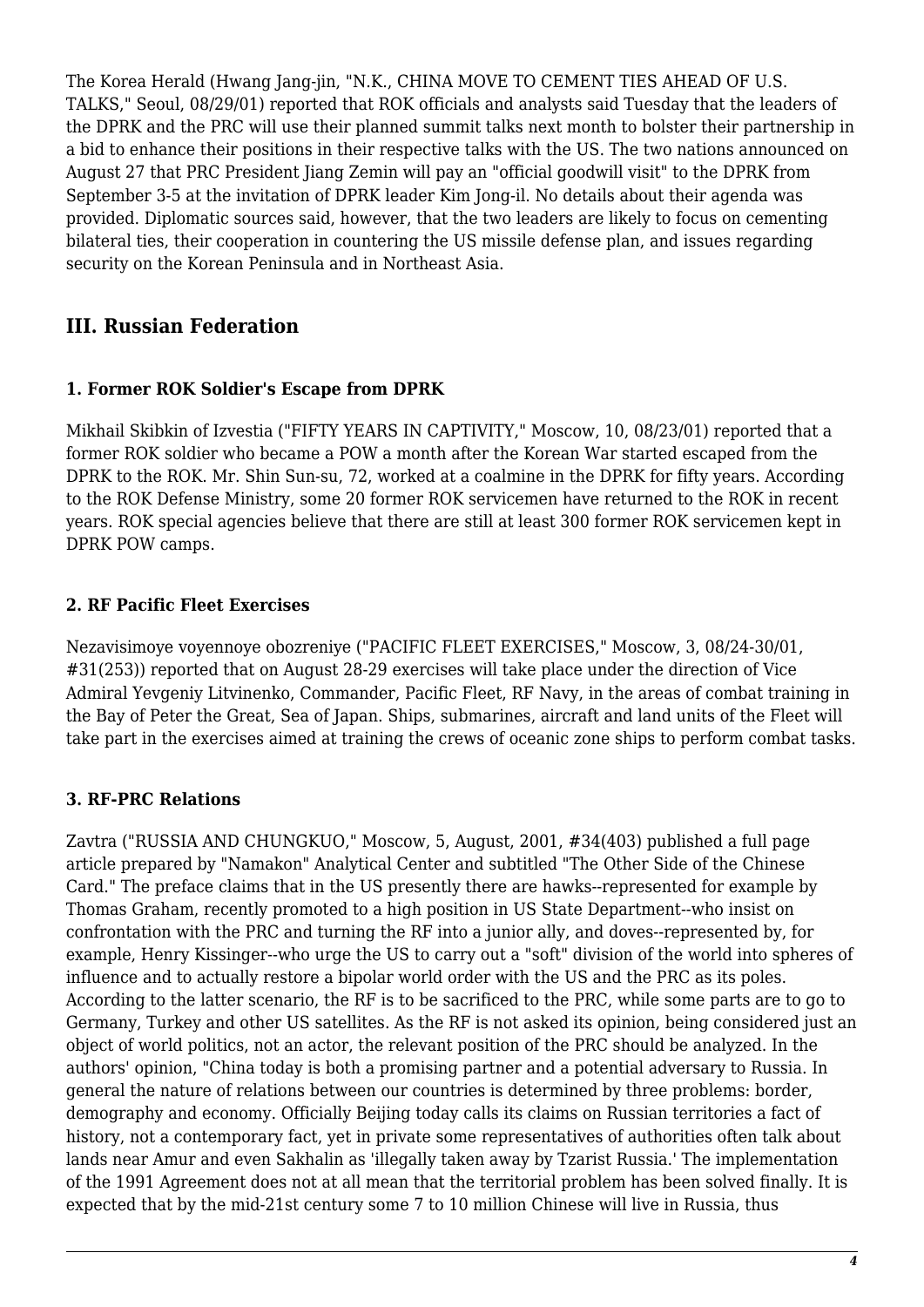The Korea Herald (Hwang Jang-jin, "N.K., CHINA MOVE TO CEMENT TIES AHEAD OF U.S. TALKS," Seoul, 08/29/01) reported that ROK officials and analysts said Tuesday that the leaders of the DPRK and the PRC will use their planned summit talks next month to bolster their partnership in a bid to enhance their positions in their respective talks with the US. The two nations announced on August 27 that PRC President Jiang Zemin will pay an "official goodwill visit" to the DPRK from September 3-5 at the invitation of DPRK leader Kim Jong-il. No details about their agenda was provided. Diplomatic sources said, however, that the two leaders are likely to focus on cementing bilateral ties, their cooperation in countering the US missile defense plan, and issues regarding security on the Korean Peninsula and in Northeast Asia.

## III. Russian Federation

### 1. Former ROK Soldier's Escape from DPRK

Mikhail Skibkin of Izvestia ("FIFTY YEARS IN CAPTIVITY," Moscow, 10, 08/23/01) reported that a former ROK soldier who became a POW a month after the Korean War started escaped from the DPRK to the ROK. Mr. Shin Sun-su, 72, worked at a coalmine in the DPRK for fifty years. According to the ROK Defense Ministry, some 20 former ROK servicemen have returned to the ROK in recent years. ROK special agencies believe that there are still at least 300 former ROK servicemen kept in DPRK POW camps.

### 2. RF Pacific Fleet Exercises

Nezavisimoye voyennoye obozreniye ("PACIFIC FLEET EXERCISES," Moscow, 3, 08/24-30/01, #31(253)) reported that on August 28-29 exercises will take place under the direction of Vice Admiral Yevgeniy Litvinenko, Commander, Pacific Fleet, RF Navy, in the areas of combat training in the Bay of Peter the Great, Sea of Japan. Ships, submarines, aircraft and land units of the Fleet will take part in the exercises aimed at training the crews of oceanic zone ships to perform combat tasks.

### 3. RF-PRC Relations

Zavtra ("RUSSIA AND CHUNGKUO," Moscow, 5, August, 2001, #34(403) published a full page article prepared by "Namakon" Analytical Center and subtitled "The Other Side of the Chinese Card." The preface claims that in the US presently there are hawks--represented for example by Thomas Graham, recently promoted to a high position in US State Department--who insist on confrontation with the PRC and turning the RF into a junior ally, and doves--represented by, for example, Henry Kissinger--who urge the US to carry out a "soft" division of the world into spheres of influence and to actually restore a bipolar world order with the US and the PRC as its poles. According to the latter scenario, the RF is to be sacrificed to the PRC, while some parts are to go to Germany, Turkey and other US satellites. As the RF is not asked its opinion, being considered just an object of world politics, not an actor, the relevant position of the PRC should be analyzed. In the authors' opinion, "China today is both a promising partner and a potential adversary to Russia. In general the nature of relations between our countries is determined by three problems: border, demography and economy. Officially Beijing today calls its claims on Russian territories a fact of history, not a contemporary fact, yet in private some representatives of authorities often talk about lands near Amur and even Sakhalin as 'illegally taken away by Tzarist Russia.' The implementation of the 1991 Agreement does not at all mean that the territorial problem has been solved finally. It is expected that by the mid-21st century some 7 to 10 million Chinese will live in Russia, thus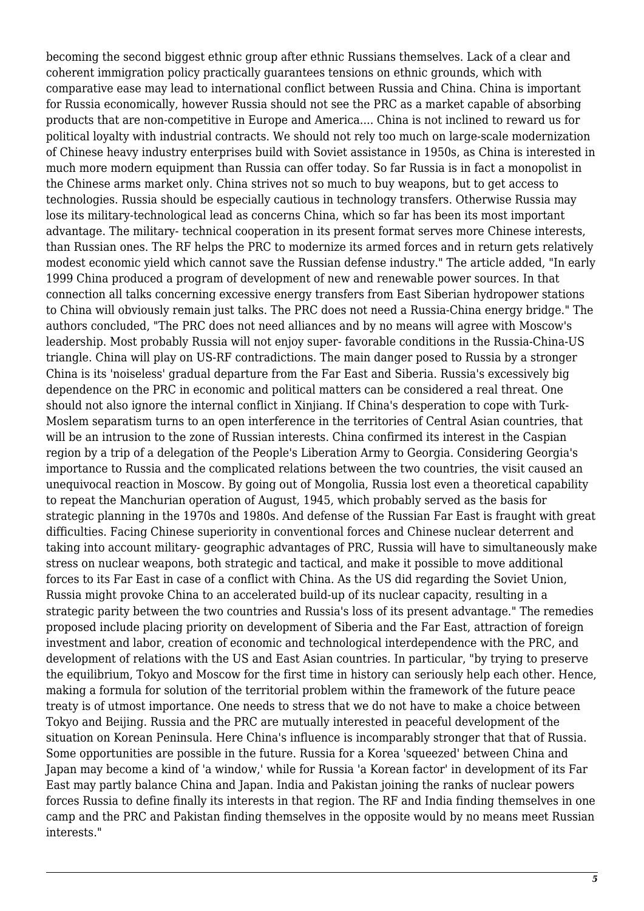becoming the second biggest ethnic group after ethnic Russians themselves. Lack of a clear and coherent immigration policy practically guarantees tensions on ethnic grounds, which with comparative ease may lead to international conflict between Russia and China. China is important for Russia economically, however Russia should not see the PRC as a market capable of absorbing products that are non-competitive in Europe and America.... China is not inclined to reward us for political loyalty with industrial contracts. We should not rely too much on large-scale modernization of Chinese heavy industry enterprises build with Soviet assistance in 1950s, as China is interested in much more modern equipment than Russia can offer today. So far Russia is in fact a monopolist in the Chinese arms market only. China strives not so much to buy weapons, but to get access to technologies. Russia should be especially cautious in technology transfers. Otherwise Russia may lose its military-technological lead as concerns China, which so far has been its most important advantage. The military- technical cooperation in its present format serves more Chinese interests, than Russian ones. The RF helps the PRC to modernize its armed forces and in return gets relatively modest economic yield which cannot save the Russian defense industry." The article added, "In early 1999 China produced a program of development of new and renewable power sources. In that connection all talks concerning excessive energy transfers from East Siberian hydropower stations to China will obviously remain just talks. The PRC does not need a Russia-China energy bridge." The authors concluded, "The PRC does not need alliances and by no means will agree with Moscow's leadership. Most probably Russia will not enjoy super- favorable conditions in the Russia-China-US triangle. China will play on US-RF contradictions. The main danger posed to Russia by a stronger China is its 'noiseless' gradual departure from the Far East and Siberia. Russia's excessively big dependence on the PRC in economic and political matters can be considered a real threat. One should not also ignore the internal conflict in Xinjiang. If China's desperation to cope with Turk-Moslem separatism turns to an open interference in the territories of Central Asian countries, that will be an intrusion to the zone of Russian interests. China confirmed its interest in the Caspian region by a trip of a delegation of the People's Liberation Army to Georgia. Considering Georgia's importance to Russia and the complicated relations between the two countries, the visit caused an unequivocal reaction in Moscow. By going out of Mongolia, Russia lost even a theoretical capability to repeat the Manchurian operation of August, 1945, which probably served as the basis for strategic planning in the 1970s and 1980s. And defense of the Russian Far East is fraught with great difficulties. Facing Chinese superiority in conventional forces and Chinese nuclear deterrent and taking into account military- geographic advantages of PRC, Russia will have to simultaneously make stress on nuclear weapons, both strategic and tactical, and make it possible to move additional forces to its Far East in case of a conflict with China. As the US did regarding the Soviet Union, Russia might provoke China to an accelerated build-up of its nuclear capacity, resulting in a strategic parity between the two countries and Russia's loss of its present advantage." The remedies proposed include placing priority on development of Siberia and the Far East, attraction of foreign investment and labor, creation of economic and technological interdependence with the PRC, and development of relations with the US and East Asian countries. In particular, "by trying to preserve the equilibrium, Tokyo and Moscow for the first time in history can seriously help each other. Hence, making a formula for solution of the territorial problem within the framework of the future peace treaty is of utmost importance. One needs to stress that we do not have to make a choice between Tokyo and Beijing. Russia and the PRC are mutually interested in peaceful development of the situation on Korean Peninsula. Here China's influence is incomparably stronger that that of Russia. Some opportunities are possible in the future. Russia for a Korea 'squeezed' between China and Japan may become a kind of 'a window,' while for Russia 'a Korean factor' in development of its Far East may partly balance China and Japan. India and Pakistan joining the ranks of nuclear powers forces Russia to define finally its interests in that region. The RF and India finding themselves in one camp and the PRC and Pakistan finding themselves in the opposite would by no means meet Russian interests."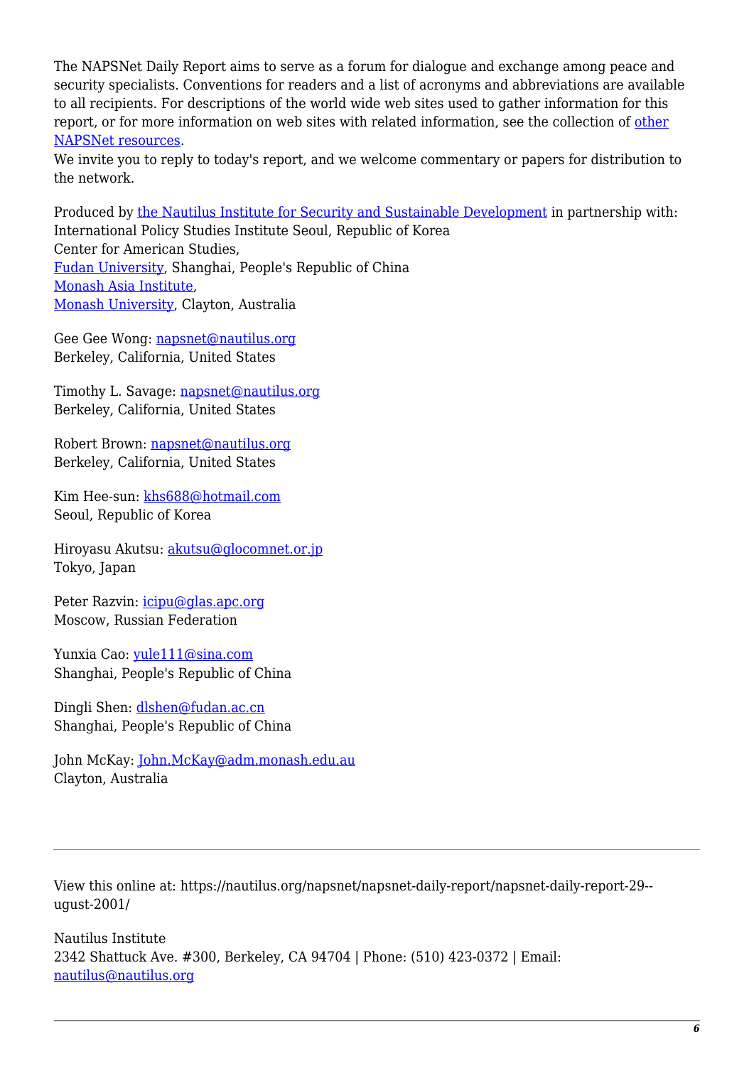The NAPSNet Daily Report aims to serve as a forum for dialogue and exchange among peace and security specialists. Conventions for readers and a list of acronyms and abbreviations are available to all recipients. For descriptions of the world wide web sites used to gather information for this report, or for more information on web sites with related information, see the collection of other NAPSNet resources.
We invite you to reply to today's report, and we welcome commentary or papers for distribution to the network.

Produced by the Nautilus Institute for Security and Sustainable Development in partnership with:
International Policy Studies Institute Seoul, Republic of Korea
Center for American Studies,
Fudan University, Shanghai, People's Republic of China
Monash Asia Institute,
Monash University, Clayton, Australia

Gee Gee Wong: napsnet@nautilus.org
Berkeley, California, United States

Timothy L. Savage: napsnet@nautilus.org
Berkeley, California, United States

Robert Brown: napsnet@nautilus.org
Berkeley, California, United States

Kim Hee-sun: khs688@hotmail.com
Seoul, Republic of Korea

Hiroyasu Akutsu: akutsu@glocomnet.or.jp
Tokyo, Japan

Peter Razvin: icipu@glas.apc.org
Moscow, Russian Federation

Yunxia Cao: yule111@sina.com
Shanghai, People's Republic of China

Dingli Shen: dlshen@fudan.ac.cn
Shanghai, People's Republic of China

John McKay: John.McKay@adm.monash.edu.au
Clayton, Australia

---

View this online at: https://nautilus.org/napsnet/napsnet-daily-report/napsnet-daily-report-29--ugust-2001/

Nautilus Institute
2342 Shattuck Ave. #300, Berkeley, CA 94704 | Phone: (510) 423-0372 | Email: nautilus@nautilus.org